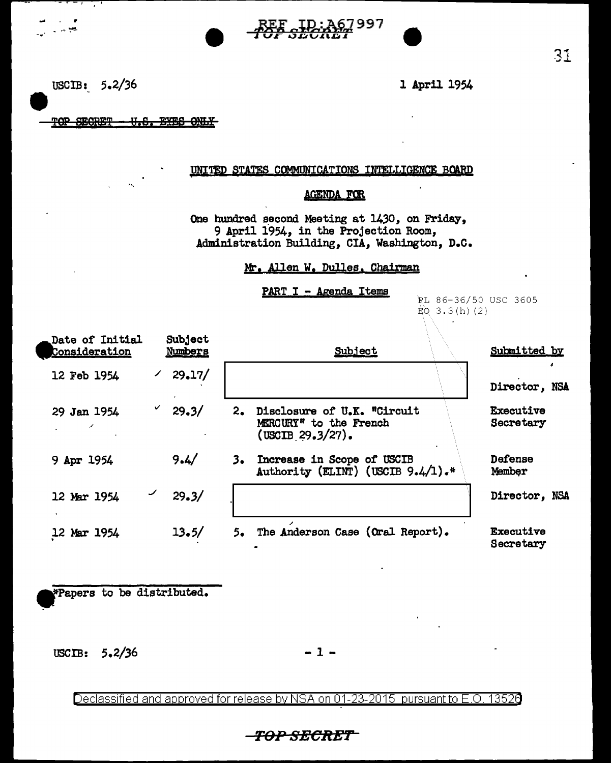REF ID:A67997
TOP SECRET

USCIB: 5.2/36

1 April 1954

~~TOP SECRET - U.S. EYES ONLY~~

UNITED STATES COMMUNICATIONS INTELLIGENCE BOARD

AGENDA FOR

One hundred second Meeting at 1430, on Friday, 9 April 1954, in the Projection Room, Administration Building, CIA, Washington, D.C.

Mr. Allen W. Dulles, Chairman

PART I - Agenda Items

PL 86-36/50 USC 3605
EO 3.3(h)(2)

| Date of Initial Consideration | Subject Numbers | Subject | Submitted by |
|---|---|---|---|
| 12 Feb 1954 | 29.17/ | [redacted] | Director, NSA |
| 29 Jan 1954 | 29.3/ | 2. Disclosure of U.K. "Circuit MERCURY" to the French (USCIB 29.3/27). | Executive Secretary |
| 9 Apr 1954 | 9.4/ | 3. Increase in Scope of USCIB Authority (ELINT) (USCIB 9.4/1).* | Defense Member |
| 12 Mar 1954 | 29.3/ | [redacted] | Director, NSA |
| 12 Mar 1954 | 13.5/ | 5. The Anderson Case (Oral Report). | Executive Secretary |

*Papers to be distributed.

USCIB: 5.2/36

Declassified and approved for release by NSA on 01-23-2015 pursuant to E.O. 13526

TOP SECRET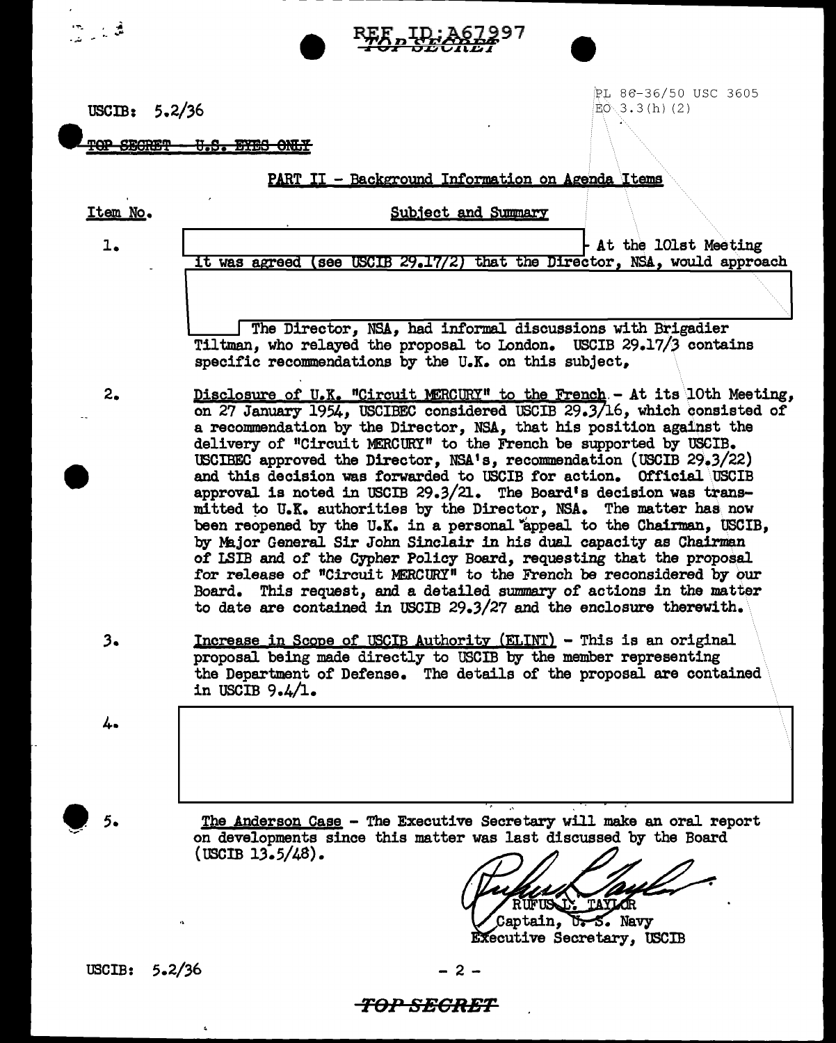USCIB: 5.2/36

PL 86-36/50 USC 3605
EO 3.3(h)(2)

~~TOP SECRET - U.S. EYES ONLY~~

PART II - Background Information on Agenda Items

Item No. — Subject and Summary

1. [REDACTED] - At the 101st Meeting it was agreed (see USCIB 29.17/2) that the Director, NSA, would approach [REDACTED] The Director, NSA, had informal discussions with Brigadier Tiltman, who relayed the proposal to London. USCIB 29.17/3 contains specific recommendations by the U.K. on this subject.

2. Disclosure of U.K. "Circuit MERCURY" to the French - At its 10th Meeting, on 27 January 1954, USCIBEC considered USCIB 29.3/16, which consisted of a recommendation by the Director, NSA, that his position against the delivery of "Circuit MERCURY" to the French be supported by USCIB. USCIBEC approved the Director, NSA's, recommendation (USCIB 29.3/22) and this decision was forwarded to USCIB for action. Official USCIB approval is noted in USCIB 29.3/21. The Board's decision was transmitted to U.K. authorities by the Director, NSA. The matter has now been reopened by the U.K. in a personal appeal to the Chairman, USCIB, by Major General Sir John Sinclair in his dual capacity as Chairman of LSIB and of the Cypher Policy Board, requesting that the proposal for release of "Circuit MERCURY" to the French be reconsidered by our Board. This request, and a detailed summary of actions in the matter to date are contained in USCIB 29.3/27 and the enclosure therewith.

3. Increase in Scope of USCIB Authority (ELINT) - This is an original proposal being made directly to USCIB by the member representing the Department of Defense. The details of the proposal are contained in USCIB 9.4/1.

4. [REDACTED]

5. The Anderson Case - The Executive Secretary will make an oral report on developments since this matter was last discussed by the Board (USCIB 13.5/48).

RUFUS L. TAYLOR
Captain, U. S. Navy
Executive Secretary, USCIB

USCIB: 5.2/36

~~TOP SECRET~~